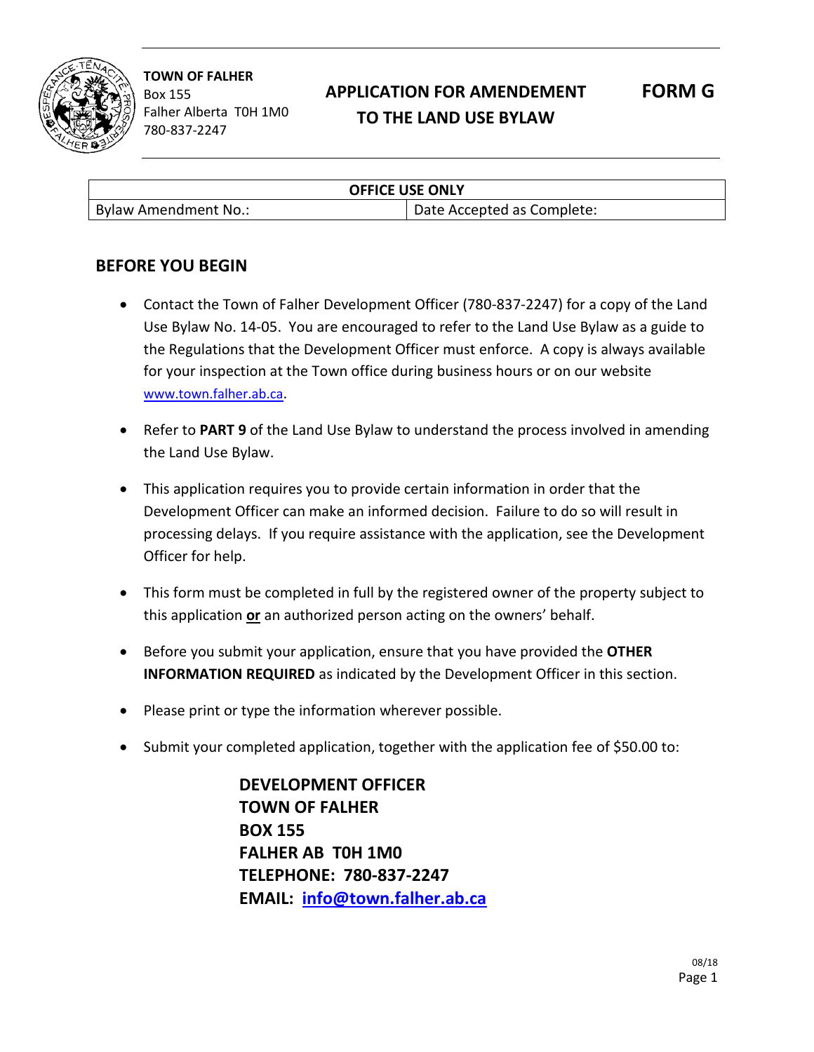**TOWN OF FALHER**
Box 155
Falher Alberta T0H 1M0
780-837-2247

# APPLICATION FOR AMENDEMENT TO THE LAND USE BYLAW

**FORM G**

| OFFICE USE ONLY | |
|---|---|
| Bylaw Amendment No.: | Date Accepted as Complete: |

## BEFORE YOU BEGIN

- Contact the Town of Falher Development Officer (780-837-2247) for a copy of the Land Use Bylaw No. 14-05. You are encouraged to refer to the Land Use Bylaw as a guide to the Regulations that the Development Officer must enforce. A copy is always available for your inspection at the Town office during business hours or on our website www.town.falher.ab.ca.
- Refer to **PART 9** of the Land Use Bylaw to understand the process involved in amending the Land Use Bylaw.
- This application requires you to provide certain information in order that the Development Officer can make an informed decision. Failure to do so will result in processing delays. If you require assistance with the application, see the Development Officer for help.
- This form must be completed in full by the registered owner of the property subject to this application **or** an authorized person acting on the owners' behalf.
- Before you submit your application, ensure that you have provided the **OTHER INFORMATION REQUIRED** as indicated by the Development Officer in this section.
- Please print or type the information wherever possible.
- Submit your completed application, together with the application fee of $50.00 to:

**DEVELOPMENT OFFICER**
**TOWN OF FALHER**
**BOX 155**
**FALHER AB T0H 1M0**
**TELEPHONE: 780-837-2247**
**EMAIL: info@town.falher.ab.ca**

08/18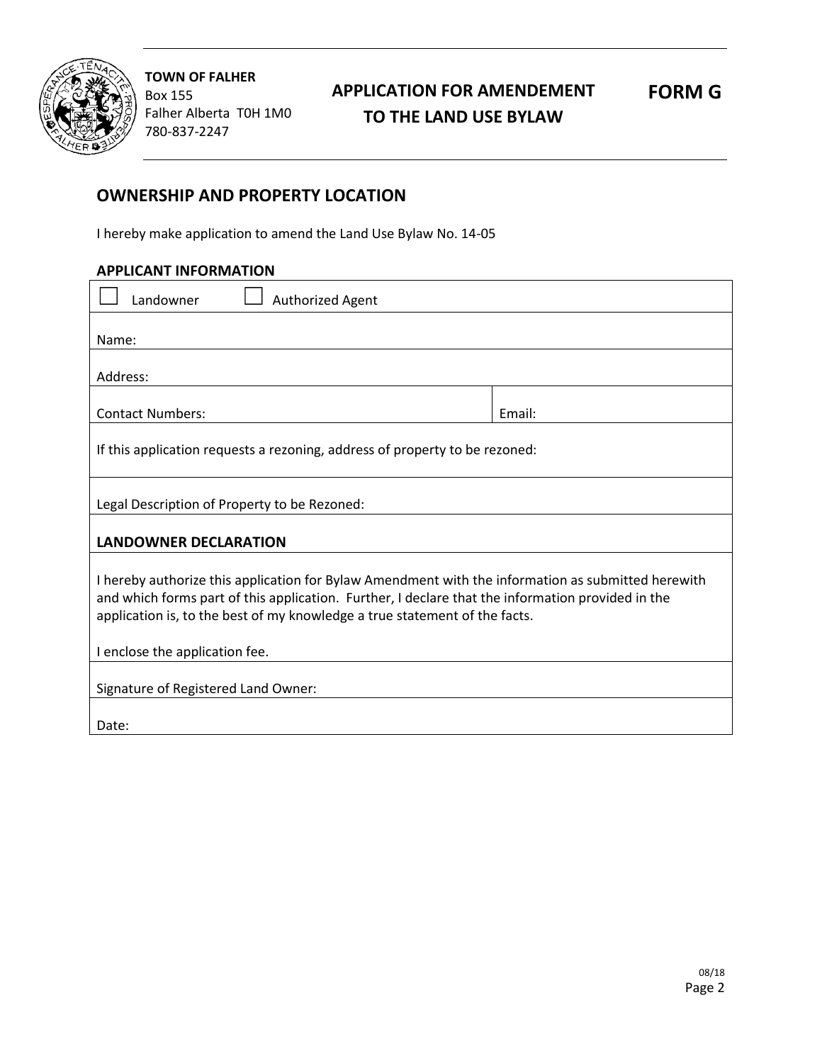**TOWN OF FALHER**
Box 155
Falher Alberta T0H 1M0
780-837-2247

# APPLICATION FOR AMENDEMENT TO THE LAND USE BYLAW

**FORM G**

## OWNERSHIP AND PROPERTY LOCATION

I hereby make application to amend the Land Use Bylaw No. 14-05

### APPLICANT INFORMATION

| | |
|---|---|
| ☐ Landowner ☐ Authorized Agent | |
| Name: | |
| Address: | |
| Contact Numbers: | Email: |
| If this application requests a rezoning, address of property to be rezoned: | |
| Legal Description of Property to be Rezoned: | |
| **LANDOWNER DECLARATION** | |
| I hereby authorize this application for Bylaw Amendment with the information as submitted herewith and which forms part of this application. Further, I declare that the information provided in the application is, to the best of my knowledge a true statement of the facts.<br><br>I enclose the application fee. | |
| Signature of Registered Land Owner: | |
| Date: | |

08/18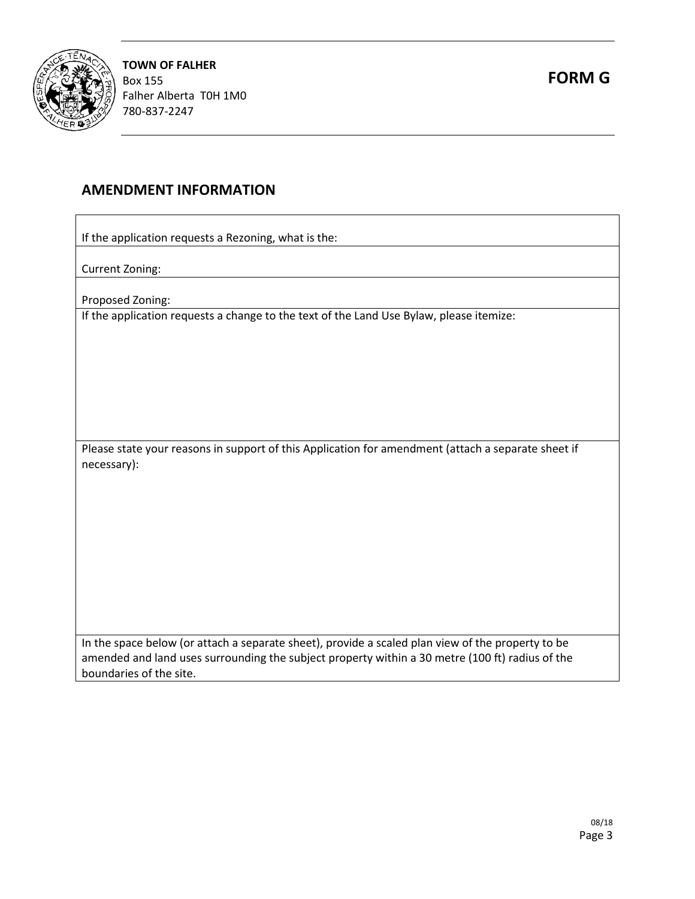**TOWN OF FALHER**
Box 155
Falher Alberta T0H 1M0
780-837-2247

**FORM G**

## AMENDMENT INFORMATION

| If the application requests a Rezoning, what is the: |
|---|
| Current Zoning: |
| Proposed Zoning: |
| If the application requests a change to the text of the Land Use Bylaw, please itemize: |
| Please state your reasons in support of this Application for amendment (attach a separate sheet if necessary): |
| In the space below (or attach a separate sheet), provide a scaled plan view of the property to be amended and land uses surrounding the subject property within a 30 metre (100 ft) radius of the boundaries of the site. |

08/18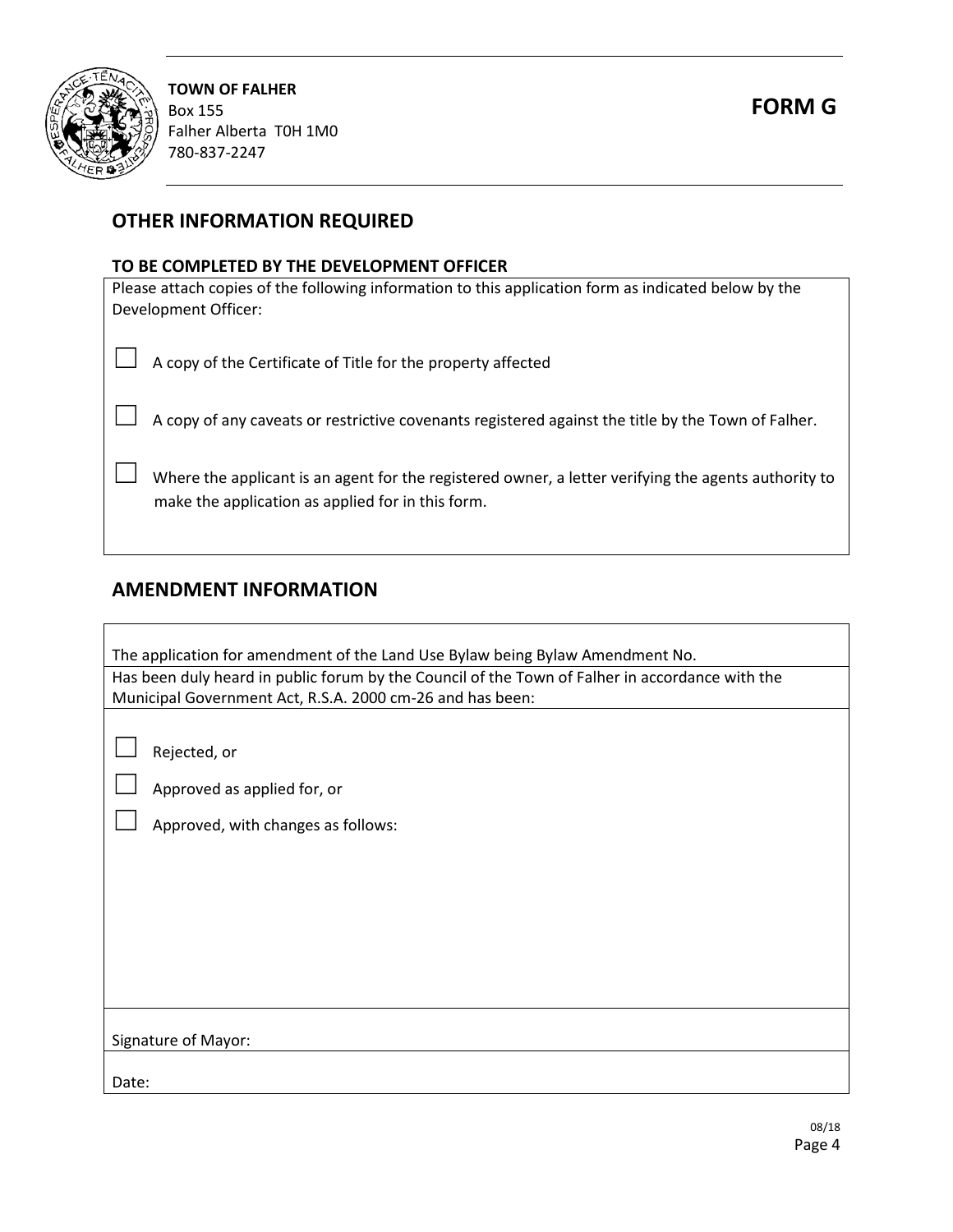**TOWN OF FALHER**
Box 155
Falher Alberta T0H 1M0
780-837-2247

**FORM G**

## OTHER INFORMATION REQUIRED

**TO BE COMPLETED BY THE DEVELOPMENT OFFICER**

Please attach copies of the following information to this application form as indicated below by the Development Officer:

☐ A copy of the Certificate of Title for the property affected

☐ A copy of any caveats or restrictive covenants registered against the title by the Town of Falher.

☐ Where the applicant is an agent for the registered owner, a letter verifying the agents authority to make the application as applied for in this form.

## AMENDMENT INFORMATION

The application for amendment of the Land Use Bylaw being Bylaw Amendment No.

Has been duly heard in public forum by the Council of the Town of Falher in accordance with the Municipal Government Act, R.S.A. 2000 cm-26 and has been:

☐ Rejected, or

☐ Approved as applied for, or

☐ Approved, with changes as follows:

Signature of Mayor:

Date:

08/18